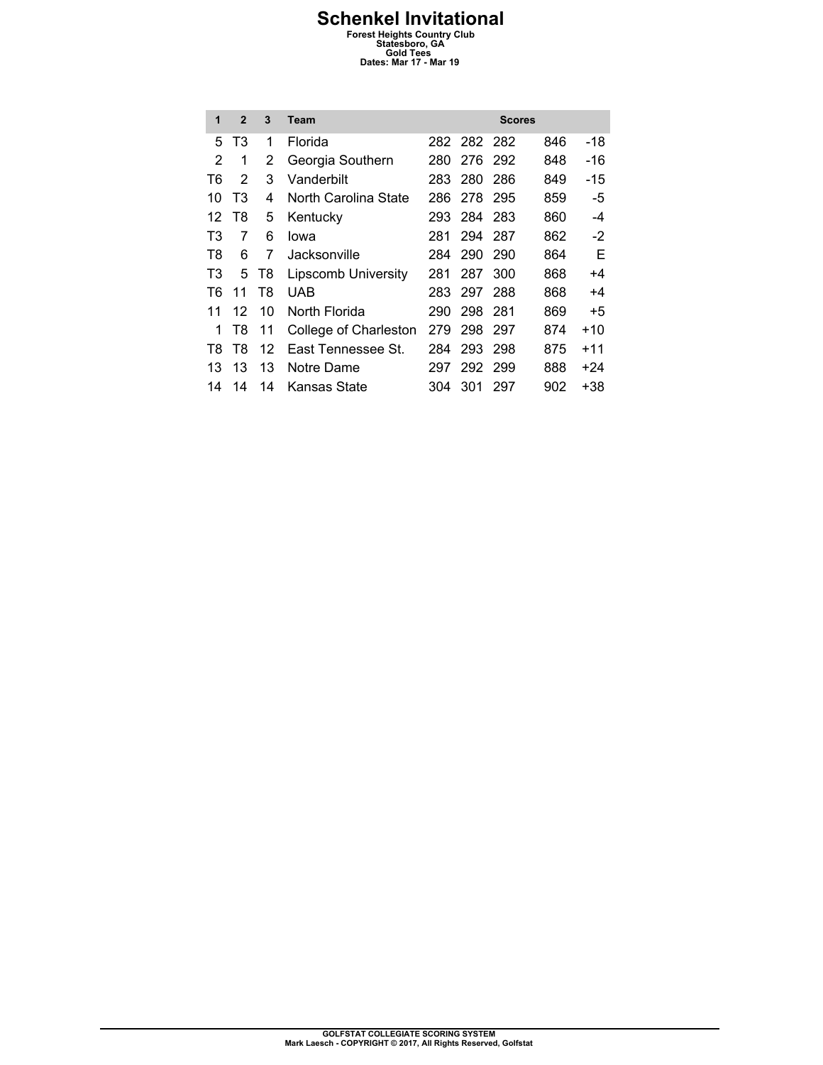# Schenkel Invitational

**Forest Heights Country Club**
**Statesboro, GA**
**Gold Tees**
**Dates: Mar 17 - Mar 19**

| 1 | 2 | 3 | Team | Scores | | | | |
|---|---|---|---|---|---|---|---|---|
| 5 | T3 | 1 | Florida | 282 | 282 | 282 | 846 | -18 |
| 2 | 1 | 2 | Georgia Southern | 280 | 276 | 292 | 848 | -16 |
| T6 | 2 | 3 | Vanderbilt | 283 | 280 | 286 | 849 | -15 |
| 10 | T3 | 4 | North Carolina State | 286 | 278 | 295 | 859 | -5 |
| 12 | T8 | 5 | Kentucky | 293 | 284 | 283 | 860 | -4 |
| T3 | 7 | 6 | Iowa | 281 | 294 | 287 | 862 | -2 |
| T8 | 6 | 7 | Jacksonville | 284 | 290 | 290 | 864 | E |
| T3 | 5 | T8 | Lipscomb University | 281 | 287 | 300 | 868 | +4 |
| T6 | 11 | T8 | UAB | 283 | 297 | 288 | 868 | +4 |
| 11 | 12 | 10 | North Florida | 290 | 298 | 281 | 869 | +5 |
| 1 | T8 | 11 | College of Charleston | 279 | 298 | 297 | 874 | +10 |
| T8 | T8 | 12 | East Tennessee St. | 284 | 293 | 298 | 875 | +11 |
| 13 | 13 | 13 | Notre Dame | 297 | 292 | 299 | 888 | +24 |
| 14 | 14 | 14 | Kansas State | 304 | 301 | 297 | 902 | +38 |

GOLFSTAT COLLEGIATE SCORING SYSTEM
Mark Laesch - COPYRIGHT © 2017, All Rights Reserved, Golfstat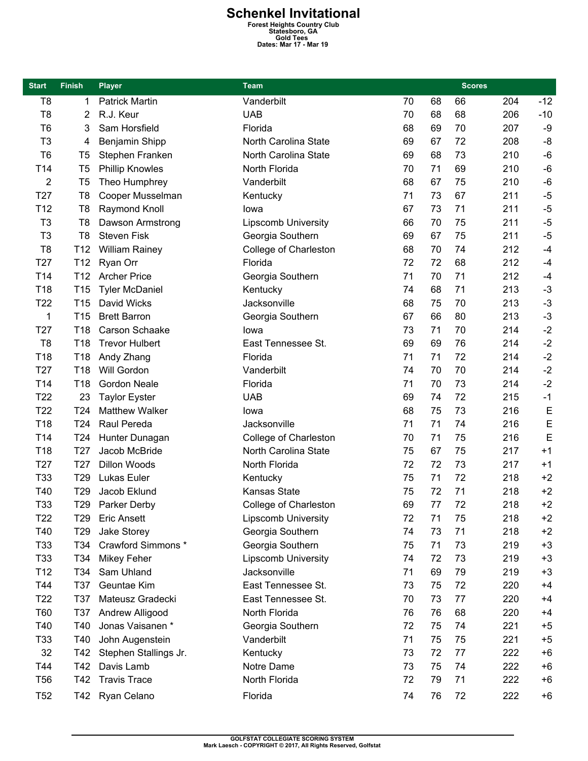# Schenkel Invitational

**Forest Heights Country Club**
**Statesboro, GA**
**Gold Tees**
**Dates: Mar 17 - Mar 19**

| Start | Finish | Player | Team | Scores | | | | |
|---|---|---|---|---|---|---|---|---|
| T8 | 1 | Patrick Martin | Vanderbilt | 70 | 68 | 66 | 204 | -12 |
| T8 | 2 | R.J. Keur | UAB | 70 | 68 | 68 | 206 | -10 |
| T6 | 3 | Sam Horsfield | Florida | 68 | 69 | 70 | 207 | -9 |
| T3 | 4 | Benjamin Shipp | North Carolina State | 69 | 67 | 72 | 208 | -8 |
| T6 | T5 | Stephen Franken | North Carolina State | 69 | 68 | 73 | 210 | -6 |
| T14 | T5 | Phillip Knowles | North Florida | 70 | 71 | 69 | 210 | -6 |
| 2 | T5 | Theo Humphrey | Vanderbilt | 68 | 67 | 75 | 210 | -6 |
| T27 | T8 | Cooper Musselman | Kentucky | 71 | 73 | 67 | 211 | -5 |
| T12 | T8 | Raymond Knoll | Iowa | 67 | 73 | 71 | 211 | -5 |
| T3 | T8 | Dawson Armstrong | Lipscomb University | 66 | 70 | 75 | 211 | -5 |
| T3 | T8 | Steven Fisk | Georgia Southern | 69 | 67 | 75 | 211 | -5 |
| T8 | T12 | William Rainey | College of Charleston | 68 | 70 | 74 | 212 | -4 |
| T27 | T12 | Ryan Orr | Florida | 72 | 72 | 68 | 212 | -4 |
| T14 | T12 | Archer Price | Georgia Southern | 71 | 70 | 71 | 212 | -4 |
| T18 | T15 | Tyler McDaniel | Kentucky | 74 | 68 | 71 | 213 | -3 |
| T22 | T15 | David Wicks | Jacksonville | 68 | 75 | 70 | 213 | -3 |
| 1 | T15 | Brett Barron | Georgia Southern | 67 | 66 | 80 | 213 | -3 |
| T27 | T18 | Carson Schaake | Iowa | 73 | 71 | 70 | 214 | -2 |
| T8 | T18 | Trevor Hulbert | East Tennessee St. | 69 | 69 | 76 | 214 | -2 |
| T18 | T18 | Andy Zhang | Florida | 71 | 71 | 72 | 214 | -2 |
| T27 | T18 | Will Gordon | Vanderbilt | 74 | 70 | 70 | 214 | -2 |
| T14 | T18 | Gordon Neale | Florida | 71 | 70 | 73 | 214 | -2 |
| T22 | 23 | Taylor Eyster | UAB | 69 | 74 | 72 | 215 | -1 |
| T22 | T24 | Matthew Walker | Iowa | 68 | 75 | 73 | 216 | E |
| T18 | T24 | Raul Pereda | Jacksonville | 71 | 71 | 74 | 216 | E |
| T14 | T24 | Hunter Dunagan | College of Charleston | 70 | 71 | 75 | 216 | E |
| T18 | T27 | Jacob McBride | North Carolina State | 75 | 67 | 75 | 217 | +1 |
| T27 | T27 | Dillon Woods | North Florida | 72 | 72 | 73 | 217 | +1 |
| T33 | T29 | Lukas Euler | Kentucky | 75 | 71 | 72 | 218 | +2 |
| T40 | T29 | Jacob Eklund | Kansas State | 75 | 72 | 71 | 218 | +2 |
| T33 | T29 | Parker Derby | College of Charleston | 69 | 77 | 72 | 218 | +2 |
| T22 | T29 | Eric Ansett | Lipscomb University | 72 | 71 | 75 | 218 | +2 |
| T40 | T29 | Jake Storey | Georgia Southern | 74 | 73 | 71 | 218 | +2 |
| T33 | T34 | Crawford Simmons * | Georgia Southern | 75 | 71 | 73 | 219 | +3 |
| T33 | T34 | Mikey Feher | Lipscomb University | 74 | 72 | 73 | 219 | +3 |
| T12 | T34 | Sam Uhland | Jacksonville | 71 | 69 | 79 | 219 | +3 |
| T44 | T37 | Geuntae Kim | East Tennessee St. | 73 | 75 | 72 | 220 | +4 |
| T22 | T37 | Mateusz Gradecki | East Tennessee St. | 70 | 73 | 77 | 220 | +4 |
| T60 | T37 | Andrew Alligood | North Florida | 76 | 76 | 68 | 220 | +4 |
| T40 | T40 | Jonas Vaisanen * | Georgia Southern | 72 | 75 | 74 | 221 | +5 |
| T33 | T40 | John Augenstein | Vanderbilt | 71 | 75 | 75 | 221 | +5 |
| 32 | T42 | Stephen Stallings Jr. | Kentucky | 73 | 72 | 77 | 222 | +6 |
| T44 | T42 | Davis Lamb | Notre Dame | 73 | 75 | 74 | 222 | +6 |
| T56 | T42 | Travis Trace | North Florida | 72 | 79 | 71 | 222 | +6 |
| T52 | T42 | Ryan Celano | Florida | 74 | 76 | 72 | 222 | +6 |

GOLFSTAT COLLEGIATE SCORING SYSTEM
Mark Laesch - COPYRIGHT © 2017, All Rights Reserved, Golfstat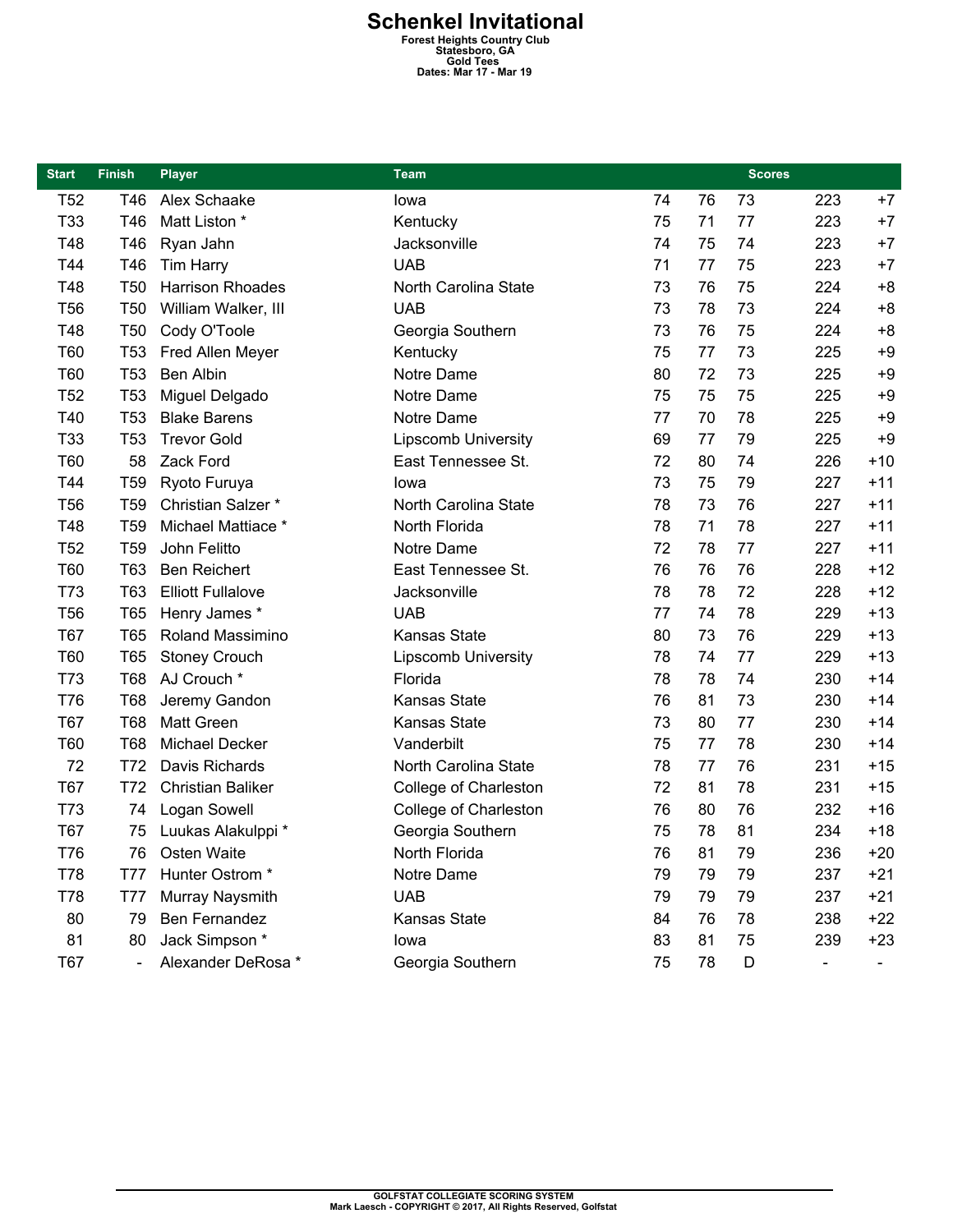# Schenkel Invitational

**Forest Heights Country Club**
**Statesboro, GA**
**Gold Tees**
**Dates: Mar 17 - Mar 19**

| Start | Finish | Player | Team | Scores | | | | |
|---|---|---|---|---|---|---|---|---|
| T52 | T46 | Alex Schaake | Iowa | 74 | 76 | 73 | 223 | +7 |
| T33 | T46 | Matt Liston * | Kentucky | 75 | 71 | 77 | 223 | +7 |
| T48 | T46 | Ryan Jahn | Jacksonville | 74 | 75 | 74 | 223 | +7 |
| T44 | T46 | Tim Harry | UAB | 71 | 77 | 75 | 223 | +7 |
| T48 | T50 | Harrison Rhoades | North Carolina State | 73 | 76 | 75 | 224 | +8 |
| T56 | T50 | William Walker, III | UAB | 73 | 78 | 73 | 224 | +8 |
| T48 | T50 | Cody O'Toole | Georgia Southern | 73 | 76 | 75 | 224 | +8 |
| T60 | T53 | Fred Allen Meyer | Kentucky | 75 | 77 | 73 | 225 | +9 |
| T60 | T53 | Ben Albin | Notre Dame | 80 | 72 | 73 | 225 | +9 |
| T52 | T53 | Miguel Delgado | Notre Dame | 75 | 75 | 75 | 225 | +9 |
| T40 | T53 | Blake Barens | Notre Dame | 77 | 70 | 78 | 225 | +9 |
| T33 | T53 | Trevor Gold | Lipscomb University | 69 | 77 | 79 | 225 | +9 |
| T60 | 58 | Zack Ford | East Tennessee St. | 72 | 80 | 74 | 226 | +10 |
| T44 | T59 | Ryoto Furuya | Iowa | 73 | 75 | 79 | 227 | +11 |
| T56 | T59 | Christian Salzer * | North Carolina State | 78 | 73 | 76 | 227 | +11 |
| T48 | T59 | Michael Mattiace * | North Florida | 78 | 71 | 78 | 227 | +11 |
| T52 | T59 | John Felitto | Notre Dame | 72 | 78 | 77 | 227 | +11 |
| T60 | T63 | Ben Reichert | East Tennessee St. | 76 | 76 | 76 | 228 | +12 |
| T73 | T63 | Elliott Fullalove | Jacksonville | 78 | 78 | 72 | 228 | +12 |
| T56 | T65 | Henry James * | UAB | 77 | 74 | 78 | 229 | +13 |
| T67 | T65 | Roland Massimino | Kansas State | 80 | 73 | 76 | 229 | +13 |
| T60 | T65 | Stoney Crouch | Lipscomb University | 78 | 74 | 77 | 229 | +13 |
| T73 | T68 | AJ Crouch * | Florida | 78 | 78 | 74 | 230 | +14 |
| T76 | T68 | Jeremy Gandon | Kansas State | 76 | 81 | 73 | 230 | +14 |
| T67 | T68 | Matt Green | Kansas State | 73 | 80 | 77 | 230 | +14 |
| T60 | T68 | Michael Decker | Vanderbilt | 75 | 77 | 78 | 230 | +14 |
| 72 | T72 | Davis Richards | North Carolina State | 78 | 77 | 76 | 231 | +15 |
| T67 | T72 | Christian Baliker | College of Charleston | 72 | 81 | 78 | 231 | +15 |
| T73 | 74 | Logan Sowell | College of Charleston | 76 | 80 | 76 | 232 | +16 |
| T67 | 75 | Luukas Alakulppi * | Georgia Southern | 75 | 78 | 81 | 234 | +18 |
| T76 | 76 | Osten Waite | North Florida | 76 | 81 | 79 | 236 | +20 |
| T78 | T77 | Hunter Ostrom * | Notre Dame | 79 | 79 | 79 | 237 | +21 |
| T78 | T77 | Murray Naysmith | UAB | 79 | 79 | 79 | 237 | +21 |
| 80 | 79 | Ben Fernandez | Kansas State | 84 | 76 | 78 | 238 | +22 |
| 81 | 80 | Jack Simpson * | Iowa | 83 | 81 | 75 | 239 | +23 |
| T67 | - | Alexander DeRosa * | Georgia Southern | 75 | 78 | D | - | - |

GOLFSTAT COLLEGIATE SCORING SYSTEM
Mark Laesch - COPYRIGHT © 2017, All Rights Reserved, Golfstat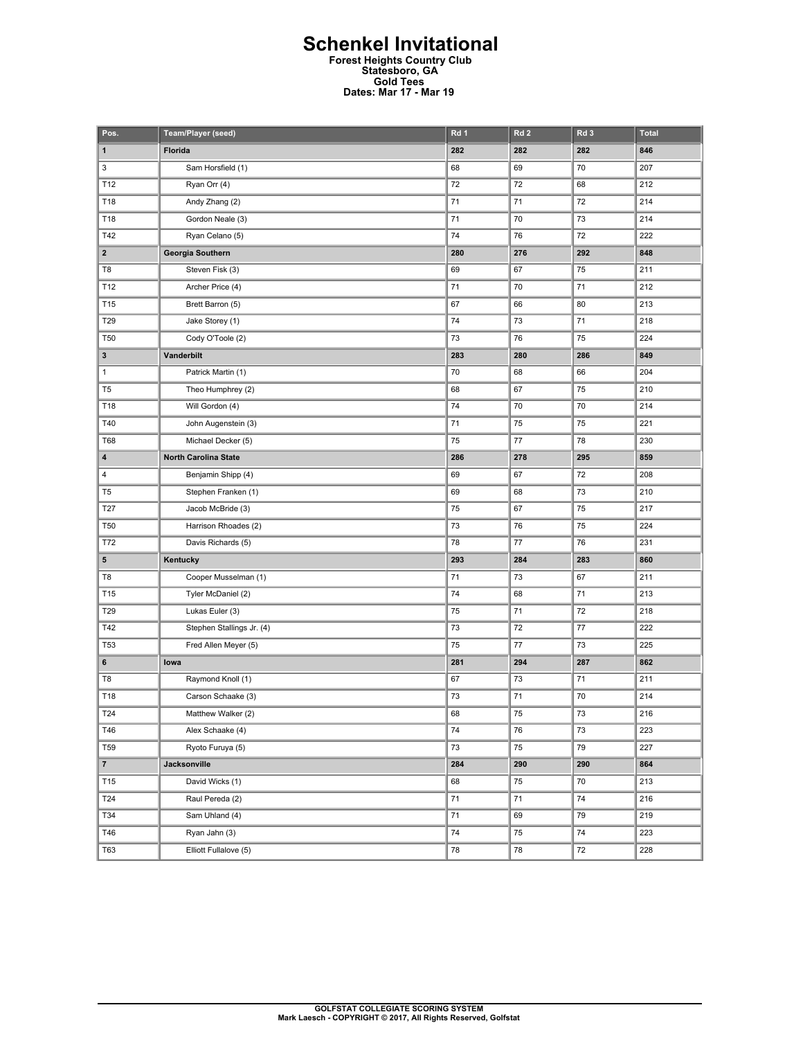# Schenkel Invitational

**Forest Heights Country Club**
**Statesboro, GA**
**Gold Tees**
**Dates: Mar 17 - Mar 19**

| Pos. | Team/Player (seed) | Rd 1 | Rd 2 | Rd 3 | Total |
|---|---|---|---|---|---|
| **1** | **Florida** | **282** | **282** | **282** | **846** |
| 3 | Sam Horsfield (1) | 68 | 69 | 70 | 207 |
| T12 | Ryan Orr (4) | 72 | 72 | 68 | 212 |
| T18 | Andy Zhang (2) | 71 | 71 | 72 | 214 |
| T18 | Gordon Neale (3) | 71 | 70 | 73 | 214 |
| T42 | Ryan Celano (5) | 74 | 76 | 72 | 222 |
| **2** | **Georgia Southern** | **280** | **276** | **292** | **848** |
| T8 | Steven Fisk (3) | 69 | 67 | 75 | 211 |
| T12 | Archer Price (4) | 71 | 70 | 71 | 212 |
| T15 | Brett Barron (5) | 67 | 66 | 80 | 213 |
| T29 | Jake Storey (1) | 74 | 73 | 71 | 218 |
| T50 | Cody O'Toole (2) | 73 | 76 | 75 | 224 |
| **3** | **Vanderbilt** | **283** | **280** | **286** | **849** |
| 1 | Patrick Martin (1) | 70 | 68 | 66 | 204 |
| T5 | Theo Humphrey (2) | 68 | 67 | 75 | 210 |
| T18 | Will Gordon (4) | 74 | 70 | 70 | 214 |
| T40 | John Augenstein (3) | 71 | 75 | 75 | 221 |
| T68 | Michael Decker (5) | 75 | 77 | 78 | 230 |
| **4** | **North Carolina State** | **286** | **278** | **295** | **859** |
| 4 | Benjamin Shipp (4) | 69 | 67 | 72 | 208 |
| T5 | Stephen Franken (1) | 69 | 68 | 73 | 210 |
| T27 | Jacob McBride (3) | 75 | 67 | 75 | 217 |
| T50 | Harrison Rhoades (2) | 73 | 76 | 75 | 224 |
| T72 | Davis Richards (5) | 78 | 77 | 76 | 231 |
| **5** | **Kentucky** | **293** | **284** | **283** | **860** |
| T8 | Cooper Musselman (1) | 71 | 73 | 67 | 211 |
| T15 | Tyler McDaniel (2) | 74 | 68 | 71 | 213 |
| T29 | Lukas Euler (3) | 75 | 71 | 72 | 218 |
| T42 | Stephen Stallings Jr. (4) | 73 | 72 | 77 | 222 |
| T53 | Fred Allen Meyer (5) | 75 | 77 | 73 | 225 |
| **6** | **Iowa** | **281** | **294** | **287** | **862** |
| T8 | Raymond Knoll (1) | 67 | 73 | 71 | 211 |
| T18 | Carson Schaake (3) | 73 | 71 | 70 | 214 |
| T24 | Matthew Walker (2) | 68 | 75 | 73 | 216 |
| T46 | Alex Schaake (4) | 74 | 76 | 73 | 223 |
| T59 | Ryoto Furuya (5) | 73 | 75 | 79 | 227 |
| **7** | **Jacksonville** | **284** | **290** | **290** | **864** |
| T15 | David Wicks (1) | 68 | 75 | 70 | 213 |
| T24 | Raul Pereda (2) | 71 | 71 | 74 | 216 |
| T34 | Sam Uhland (4) | 71 | 69 | 79 | 219 |
| T46 | Ryan Jahn (3) | 74 | 75 | 74 | 223 |
| T63 | Elliott Fullalove (5) | 78 | 78 | 72 | 228 |

GOLFSTAT COLLEGIATE SCORING SYSTEM
Mark Laesch - COPYRIGHT © 2017, All Rights Reserved, Golfstat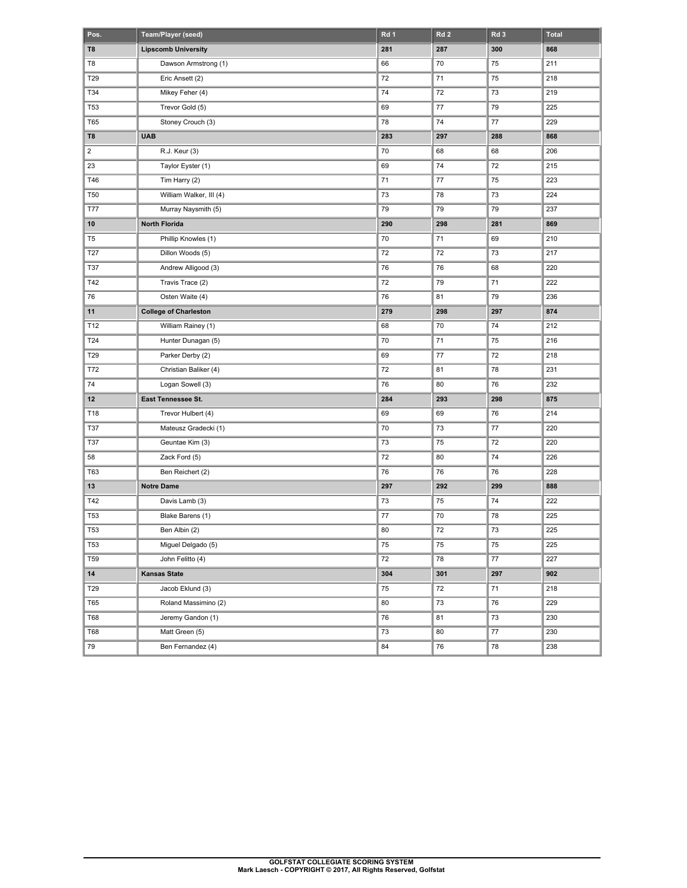| Pos. | Team/Player (seed) | Rd 1 | Rd 2 | Rd 3 | Total |
|---|---|---|---|---|---|
| **T8** | **Lipscomb University** | **281** | **287** | **300** | **868** |
| T8 | Dawson Armstrong (1) | 66 | 70 | 75 | 211 |
| T29 | Eric Ansett (2) | 72 | 71 | 75 | 218 |
| T34 | Mikey Feher (4) | 74 | 72 | 73 | 219 |
| T53 | Trevor Gold (5) | 69 | 77 | 79 | 225 |
| T65 | Stoney Crouch (3) | 78 | 74 | 77 | 229 |
| **T8** | **UAB** | **283** | **297** | **288** | **868** |
| 2 | R.J. Keur (3) | 70 | 68 | 68 | 206 |
| 23 | Taylor Eyster (1) | 69 | 74 | 72 | 215 |
| T46 | Tim Harry (2) | 71 | 77 | 75 | 223 |
| T50 | William Walker, III (4) | 73 | 78 | 73 | 224 |
| T77 | Murray Naysmith (5) | 79 | 79 | 79 | 237 |
| **10** | **North Florida** | **290** | **298** | **281** | **869** |
| T5 | Phillip Knowles (1) | 70 | 71 | 69 | 210 |
| T27 | Dillon Woods (5) | 72 | 72 | 73 | 217 |
| T37 | Andrew Alligood (3) | 76 | 76 | 68 | 220 |
| T42 | Travis Trace (2) | 72 | 79 | 71 | 222 |
| 76 | Osten Waite (4) | 76 | 81 | 79 | 236 |
| **11** | **College of Charleston** | **279** | **298** | **297** | **874** |
| T12 | William Rainey (1) | 68 | 70 | 74 | 212 |
| T24 | Hunter Dunagan (5) | 70 | 71 | 75 | 216 |
| T29 | Parker Derby (2) | 69 | 77 | 72 | 218 |
| T72 | Christian Baliker (4) | 72 | 81 | 78 | 231 |
| 74 | Logan Sowell (3) | 76 | 80 | 76 | 232 |
| **12** | **East Tennessee St.** | **284** | **293** | **298** | **875** |
| T18 | Trevor Hulbert (4) | 69 | 69 | 76 | 214 |
| T37 | Mateusz Gradecki (1) | 70 | 73 | 77 | 220 |
| T37 | Geuntae Kim (3) | 73 | 75 | 72 | 220 |
| 58 | Zack Ford (5) | 72 | 80 | 74 | 226 |
| T63 | Ben Reichert (2) | 76 | 76 | 76 | 228 |
| **13** | **Notre Dame** | **297** | **292** | **299** | **888** |
| T42 | Davis Lamb (3) | 73 | 75 | 74 | 222 |
| T53 | Blake Barens (1) | 77 | 70 | 78 | 225 |
| T53 | Ben Albin (2) | 80 | 72 | 73 | 225 |
| T53 | Miguel Delgado (5) | 75 | 75 | 75 | 225 |
| T59 | John Felitto (4) | 72 | 78 | 77 | 227 |
| **14** | **Kansas State** | **304** | **301** | **297** | **902** |
| T29 | Jacob Eklund (3) | 75 | 72 | 71 | 218 |
| T65 | Roland Massimino (2) | 80 | 73 | 76 | 229 |
| T68 | Jeremy Gandon (1) | 76 | 81 | 73 | 230 |
| T68 | Matt Green (5) | 73 | 80 | 77 | 230 |
| 79 | Ben Fernandez (4) | 84 | 76 | 78 | 238 |

**GOLFSTAT COLLEGIATE SCORING SYSTEM**
**Mark Laesch - COPYRIGHT © 2017, All Rights Reserved, Golfstat**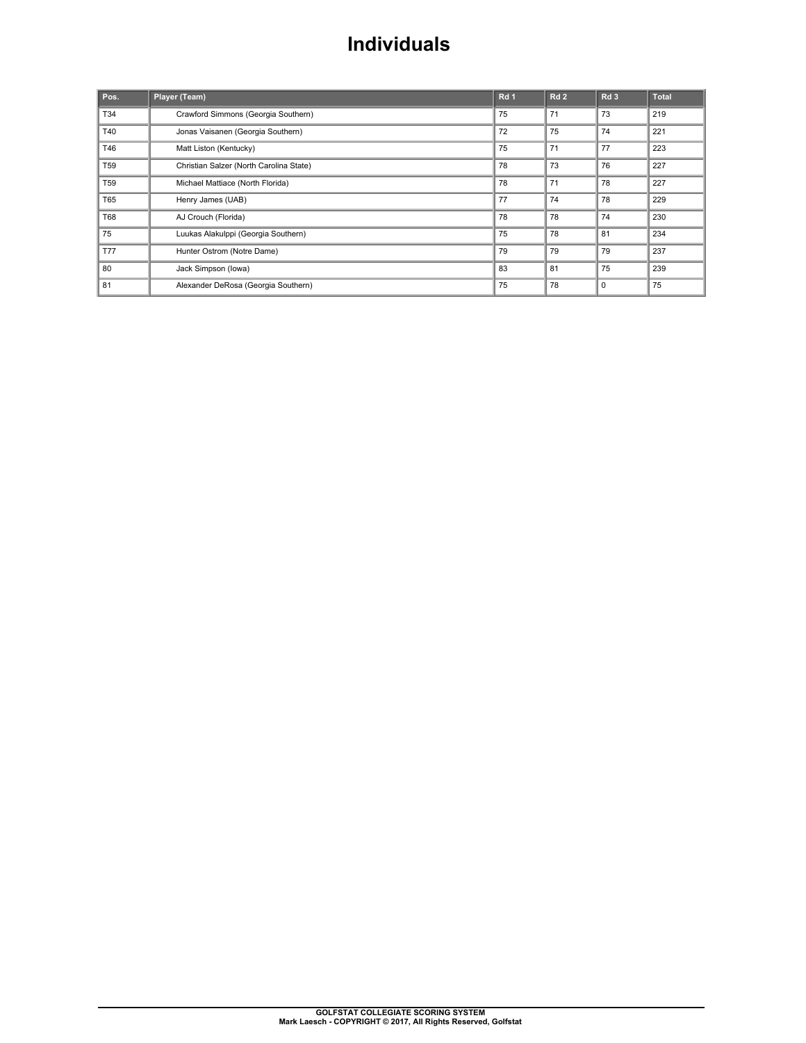# Individuals

| Pos. | Player (Team) | Rd 1 | Rd 2 | Rd 3 | Total |
| --- | --- | --- | --- | --- | --- |
| T34 | Crawford Simmons (Georgia Southern) | 75 | 71 | 73 | 219 |
| T40 | Jonas Vaisanen (Georgia Southern) | 72 | 75 | 74 | 221 |
| T46 | Matt Liston (Kentucky) | 75 | 71 | 77 | 223 |
| T59 | Christian Salzer (North Carolina State) | 78 | 73 | 76 | 227 |
| T59 | Michael Mattiace (North Florida) | 78 | 71 | 78 | 227 |
| T65 | Henry James (UAB) | 77 | 74 | 78 | 229 |
| T68 | AJ Crouch (Florida) | 78 | 78 | 74 | 230 |
| 75 | Luukas Alakulppi (Georgia Southern) | 75 | 78 | 81 | 234 |
| T77 | Hunter Ostrom (Notre Dame) | 79 | 79 | 79 | 237 |
| 80 | Jack Simpson (Iowa) | 83 | 81 | 75 | 239 |
| 81 | Alexander DeRosa (Georgia Southern) | 75 | 78 | 0 | 75 |

GOLFSTAT COLLEGIATE SCORING SYSTEM
Mark Laesch - COPYRIGHT © 2017, All Rights Reserved, Golfstat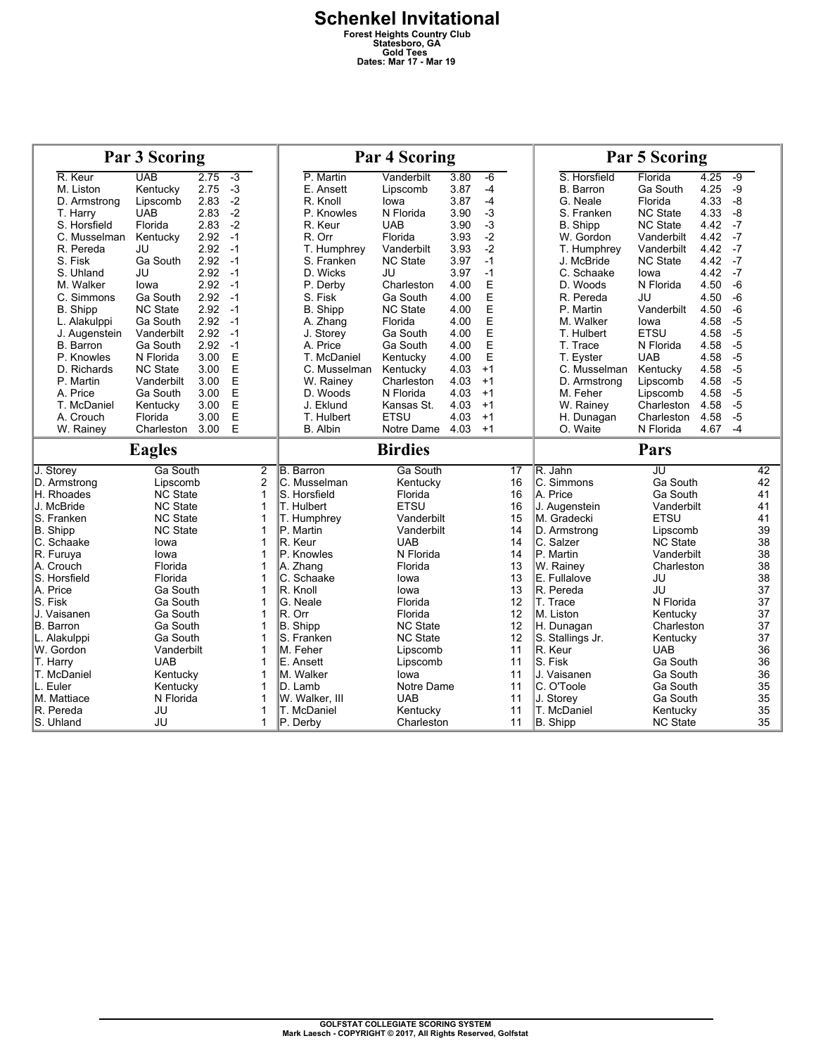# Schenkel Invitational

**Forest Heights Country Club**
**Statesboro, GA**
**Gold Tees**
**Dates: Mar 17 - Mar 19**

## Par 3 Scoring

| | | | |
|---|---|---|---|
| R. Keur | UAB | 2.75 | -3 |
| M. Liston | Kentucky | 2.75 | -3 |
| D. Armstrong | Lipscomb | 2.83 | -2 |
| T. Harry | UAB | 2.83 | -2 |
| S. Horsfield | Florida | 2.83 | -2 |
| C. Musselman | Kentucky | 2.92 | -1 |
| R. Pereda | JU | 2.92 | -1 |
| S. Fisk | Ga South | 2.92 | -1 |
| S. Uhland | JU | 2.92 | -1 |
| M. Walker | Iowa | 2.92 | -1 |
| C. Simmons | Ga South | 2.92 | -1 |
| B. Shipp | NC State | 2.92 | -1 |
| L. Alakulppi | Ga South | 2.92 | -1 |
| J. Augenstein | Vanderbilt | 2.92 | -1 |
| B. Barron | Ga South | 2.92 | -1 |
| P. Knowles | N Florida | 3.00 | E |
| D. Richards | NC State | 3.00 | E |
| P. Martin | Vanderbilt | 3.00 | E |
| A. Price | Ga South | 3.00 | E |
| T. McDaniel | Kentucky | 3.00 | E |
| A. Crouch | Florida | 3.00 | E |
| W. Rainey | Charleston | 3.00 | E |

## Par 4 Scoring

| | | | |
|---|---|---|---|
| P. Martin | Vanderbilt | 3.80 | -6 |
| E. Ansett | Lipscomb | 3.87 | -4 |
| R. Knoll | Iowa | 3.87 | -4 |
| P. Knowles | N Florida | 3.90 | -3 |
| R. Keur | UAB | 3.90 | -3 |
| R. Orr | Florida | 3.93 | -2 |
| T. Humphrey | Vanderbilt | 3.93 | -2 |
| S. Franken | NC State | 3.97 | -1 |
| D. Wicks | JU | 3.97 | -1 |
| P. Derby | Charleston | 4.00 | E |
| S. Fisk | Ga South | 4.00 | E |
| B. Shipp | NC State | 4.00 | E |
| A. Zhang | Florida | 4.00 | E |
| J. Storey | Ga South | 4.00 | E |
| A. Price | Ga South | 4.00 | E |
| T. McDaniel | Kentucky | 4.00 | E |
| C. Musselman | Kentucky | 4.03 | +1 |
| W. Rainey | Charleston | 4.03 | +1 |
| D. Woods | N Florida | 4.03 | +1 |
| J. Eklund | Kansas St. | 4.03 | +1 |
| T. Hulbert | ETSU | 4.03 | +1 |
| B. Albin | Notre Dame | 4.03 | +1 |

## Par 5 Scoring

| | | | |
|---|---|---|---|
| S. Horsfield | Florida | 4.25 | -9 |
| B. Barron | Ga South | 4.25 | -9 |
| G. Neale | Florida | 4.33 | -8 |
| S. Franken | NC State | 4.33 | -8 |
| B. Shipp | NC State | 4.42 | -7 |
| W. Gordon | Vanderbilt | 4.42 | -7 |
| T. Humphrey | Vanderbilt | 4.42 | -7 |
| J. McBride | NC State | 4.42 | -7 |
| C. Schaake | Iowa | 4.42 | -7 |
| D. Woods | N Florida | 4.50 | -6 |
| R. Pereda | JU | 4.50 | -6 |
| P. Martin | Vanderbilt | 4.50 | -6 |
| M. Walker | Iowa | 4.58 | -5 |
| T. Hulbert | ETSU | 4.58 | -5 |
| T. Trace | N Florida | 4.58 | -5 |
| T. Eyster | UAB | 4.58 | -5 |
| C. Musselman | Kentucky | 4.58 | -5 |
| D. Armstrong | Lipscomb | 4.58 | -5 |
| M. Feher | Lipscomb | 4.58 | -5 |
| W. Rainey | Charleston | 4.58 | -5 |
| H. Dunagan | Charleston | 4.58 | -5 |
| O. Waite | N Florida | 4.67 | -4 |

## Eagles

| | | |
|---|---|---|
| J. Storey | Ga South | 2 |
| D. Armstrong | Lipscomb | 2 |
| H. Rhoades | NC State | 1 |
| J. McBride | NC State | 1 |
| S. Franken | NC State | 1 |
| B. Shipp | NC State | 1 |
| C. Schaake | Iowa | 1 |
| R. Furuya | Iowa | 1 |
| A. Crouch | Florida | 1 |
| S. Horsfield | Florida | 1 |
| A. Price | Ga South | 1 |
| S. Fisk | Ga South | 1 |
| J. Vaisanen | Ga South | 1 |
| B. Barron | Ga South | 1 |
| L. Alakulppi | Ga South | 1 |
| W. Gordon | Vanderbilt | 1 |
| T. Harry | UAB | 1 |
| T. McDaniel | Kentucky | 1 |
| L. Euler | Kentucky | 1 |
| M. Mattiace | N Florida | 1 |
| R. Pereda | JU | 1 |
| S. Uhland | JU | 1 |

## Birdies

| | | |
|---|---|---|
| B. Barron | Ga South | 17 |
| C. Musselman | Kentucky | 16 |
| S. Horsfield | Florida | 16 |
| T. Hulbert | ETSU | 16 |
| T. Humphrey | Vanderbilt | 15 |
| P. Martin | Vanderbilt | 14 |
| R. Keur | UAB | 14 |
| P. Knowles | N Florida | 14 |
| A. Zhang | Florida | 13 |
| C. Schaake | Iowa | 13 |
| R. Knoll | Iowa | 13 |
| G. Neale | Florida | 12 |
| R. Orr | Florida | 12 |
| B. Shipp | NC State | 12 |
| S. Franken | NC State | 12 |
| M. Feher | Lipscomb | 11 |
| E. Ansett | Lipscomb | 11 |
| M. Walker | Iowa | 11 |
| D. Lamb | Notre Dame | 11 |
| W. Walker, III | UAB | 11 |
| T. McDaniel | Kentucky | 11 |
| P. Derby | Charleston | 11 |

## Pars

| | | |
|---|---|---|
| R. Jahn | JU | 42 |
| C. Simmons | Ga South | 42 |
| A. Price | Ga South | 41 |
| J. Augenstein | Vanderbilt | 41 |
| M. Gradecki | ETSU | 41 |
| D. Armstrong | Lipscomb | 39 |
| C. Salzer | NC State | 38 |
| P. Martin | Vanderbilt | 38 |
| W. Rainey | Charleston | 38 |
| E. Fullalove | JU | 38 |
| R. Pereda | JU | 37 |
| T. Trace | N Florida | 37 |
| M. Liston | Kentucky | 37 |
| H. Dunagan | Charleston | 37 |
| S. Stallings Jr. | Kentucky | 37 |
| R. Keur | UAB | 36 |
| S. Fisk | Ga South | 36 |
| J. Vaisanen | Ga South | 36 |
| C. O'Toole | Ga South | 35 |
| J. Storey | Ga South | 35 |
| T. McDaniel | Kentucky | 35 |
| B. Shipp | NC State | 35 |

GOLFSTAT COLLEGIATE SCORING SYSTEM
Mark Laesch - COPYRIGHT © 2017, All Rights Reserved, Golfstat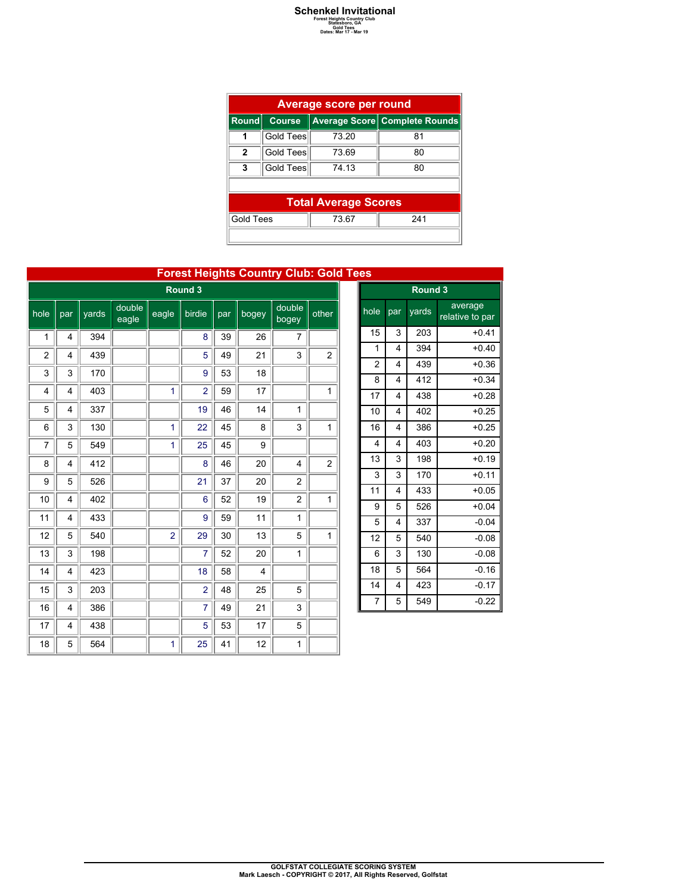# Schenkel Invitational

Forest Heights Country Club
Statesboro, GA
Gold Tees
Dates: Mar 17 - Mar 19

| Average score per round | | | |
|---|---|---|---|
| Round | Course | Average Score | Complete Rounds |
| 1 | Gold Tees | 73.20 | 81 |
| 2 | Gold Tees | 73.69 | 80 |
| 3 | Gold Tees | 74.13 | 80 |

| Total Average Scores | | |
|---|---|---|
| Gold Tees | 73.67 | 241 |

## Forest Heights Country Club: Gold Tees

| Round 3 | | | | | | | | | |
|---|---|---|---|---|---|---|---|---|---|
| hole | par | yards | double eagle | eagle | birdie | par | bogey | double bogey | other |
| 1 | 4 | 394 | | | 8 | 39 | 26 | 7 | |
| 2 | 4 | 439 | | | 5 | 49 | 21 | 3 | 2 |
| 3 | 3 | 170 | | | 9 | 53 | 18 | | |
| 4 | 4 | 403 | | 1 | 2 | 59 | 17 | | 1 |
| 5 | 4 | 337 | | | 19 | 46 | 14 | 1 | |
| 6 | 3 | 130 | | 1 | 22 | 45 | 8 | 3 | 1 |
| 7 | 5 | 549 | | 1 | 25 | 45 | 9 | | |
| 8 | 4 | 412 | | | 8 | 46 | 20 | 4 | 2 |
| 9 | 5 | 526 | | | 21 | 37 | 20 | 2 | |
| 10 | 4 | 402 | | | 6 | 52 | 19 | 2 | 1 |
| 11 | 4 | 433 | | | 9 | 59 | 11 | 1 | |
| 12 | 5 | 540 | | 2 | 29 | 30 | 13 | 5 | 1 |
| 13 | 3 | 198 | | | 7 | 52 | 20 | 1 | |
| 14 | 4 | 423 | | | 18 | 58 | 4 | | |
| 15 | 3 | 203 | | | 2 | 48 | 25 | 5 | |
| 16 | 4 | 386 | | | 7 | 49 | 21 | 3 | |
| 17 | 4 | 438 | | | 5 | 53 | 17 | 5 | |
| 18 | 5 | 564 | | 1 | 25 | 41 | 12 | 1 | |

| Round 3 | | | |
|---|---|---|---|
| hole | par | yards | average relative to par |
| 15 | 3 | 203 | +0.41 |
| 1 | 4 | 394 | +0.40 |
| 2 | 4 | 439 | +0.36 |
| 8 | 4 | 412 | +0.34 |
| 17 | 4 | 438 | +0.28 |
| 10 | 4 | 402 | +0.25 |
| 16 | 4 | 386 | +0.25 |
| 4 | 4 | 403 | +0.20 |
| 13 | 3 | 198 | +0.19 |
| 3 | 3 | 170 | +0.11 |
| 11 | 4 | 433 | +0.05 |
| 9 | 5 | 526 | +0.04 |
| 5 | 4 | 337 | -0.04 |
| 12 | 5 | 540 | -0.08 |
| 6 | 3 | 130 | -0.08 |
| 18 | 5 | 564 | -0.16 |
| 14 | 4 | 423 | -0.17 |
| 7 | 5 | 549 | -0.22 |

GOLFSTAT COLLEGIATE SCORING SYSTEM
Mark Laesch - COPYRIGHT © 2017, All Rights Reserved, Golfstat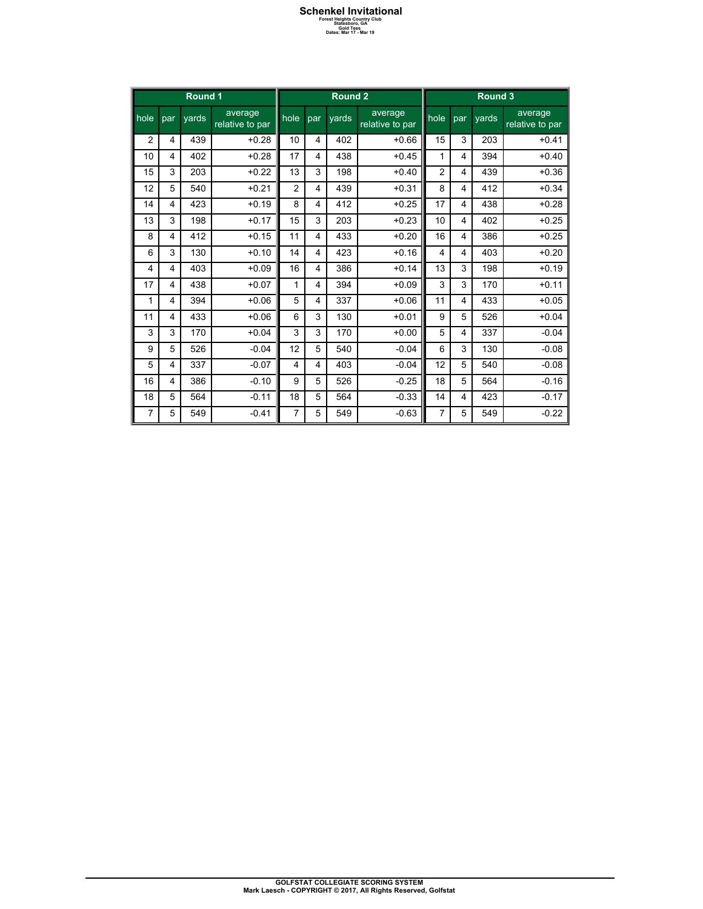# Schenkel Invitational

**Forest Heights Country Club**
**Statesboro, GA**
**Gold Tees**
**Dates: Mar 17 - Mar 19**

| Round 1 | | | | Round 2 | | | | Round 3 | | | |
|---|---|---|---|---|---|---|---|---|---|---|---|
| hole | par | yards | average relative to par | hole | par | yards | average relative to par | hole | par | yards | average relative to par |
| 2 | 4 | 439 | +0.28 | 10 | 4 | 402 | +0.66 | 15 | 3 | 203 | +0.41 |
| 10 | 4 | 402 | +0.28 | 17 | 4 | 438 | +0.45 | 1 | 4 | 394 | +0.40 |
| 15 | 3 | 203 | +0.22 | 13 | 3 | 198 | +0.40 | 2 | 4 | 439 | +0.36 |
| 12 | 5 | 540 | +0.21 | 2 | 4 | 439 | +0.31 | 8 | 4 | 412 | +0.34 |
| 14 | 4 | 423 | +0.19 | 8 | 4 | 412 | +0.25 | 17 | 4 | 438 | +0.28 |
| 13 | 3 | 198 | +0.17 | 15 | 3 | 203 | +0.23 | 10 | 4 | 402 | +0.25 |
| 8 | 4 | 412 | +0.15 | 11 | 4 | 433 | +0.20 | 16 | 4 | 386 | +0.25 |
| 6 | 3 | 130 | +0.10 | 14 | 4 | 423 | +0.16 | 4 | 4 | 403 | +0.20 |
| 4 | 4 | 403 | +0.09 | 16 | 4 | 386 | +0.14 | 13 | 3 | 198 | +0.19 |
| 17 | 4 | 438 | +0.07 | 1 | 4 | 394 | +0.09 | 3 | 3 | 170 | +0.11 |
| 1 | 4 | 394 | +0.06 | 5 | 4 | 337 | +0.06 | 11 | 4 | 433 | +0.05 |
| 11 | 4 | 433 | +0.06 | 6 | 3 | 130 | +0.01 | 9 | 5 | 526 | +0.04 |
| 3 | 3 | 170 | +0.04 | 3 | 3 | 170 | +0.00 | 5 | 4 | 337 | -0.04 |
| 9 | 5 | 526 | -0.04 | 12 | 5 | 540 | -0.04 | 6 | 3 | 130 | -0.08 |
| 5 | 4 | 337 | -0.07 | 4 | 4 | 403 | -0.04 | 12 | 5 | 540 | -0.08 |
| 16 | 4 | 386 | -0.10 | 9 | 5 | 526 | -0.25 | 18 | 5 | 564 | -0.16 |
| 18 | 5 | 564 | -0.11 | 18 | 5 | 564 | -0.33 | 14 | 4 | 423 | -0.17 |
| 7 | 5 | 549 | -0.41 | 7 | 5 | 549 | -0.63 | 7 | 5 | 549 | -0.22 |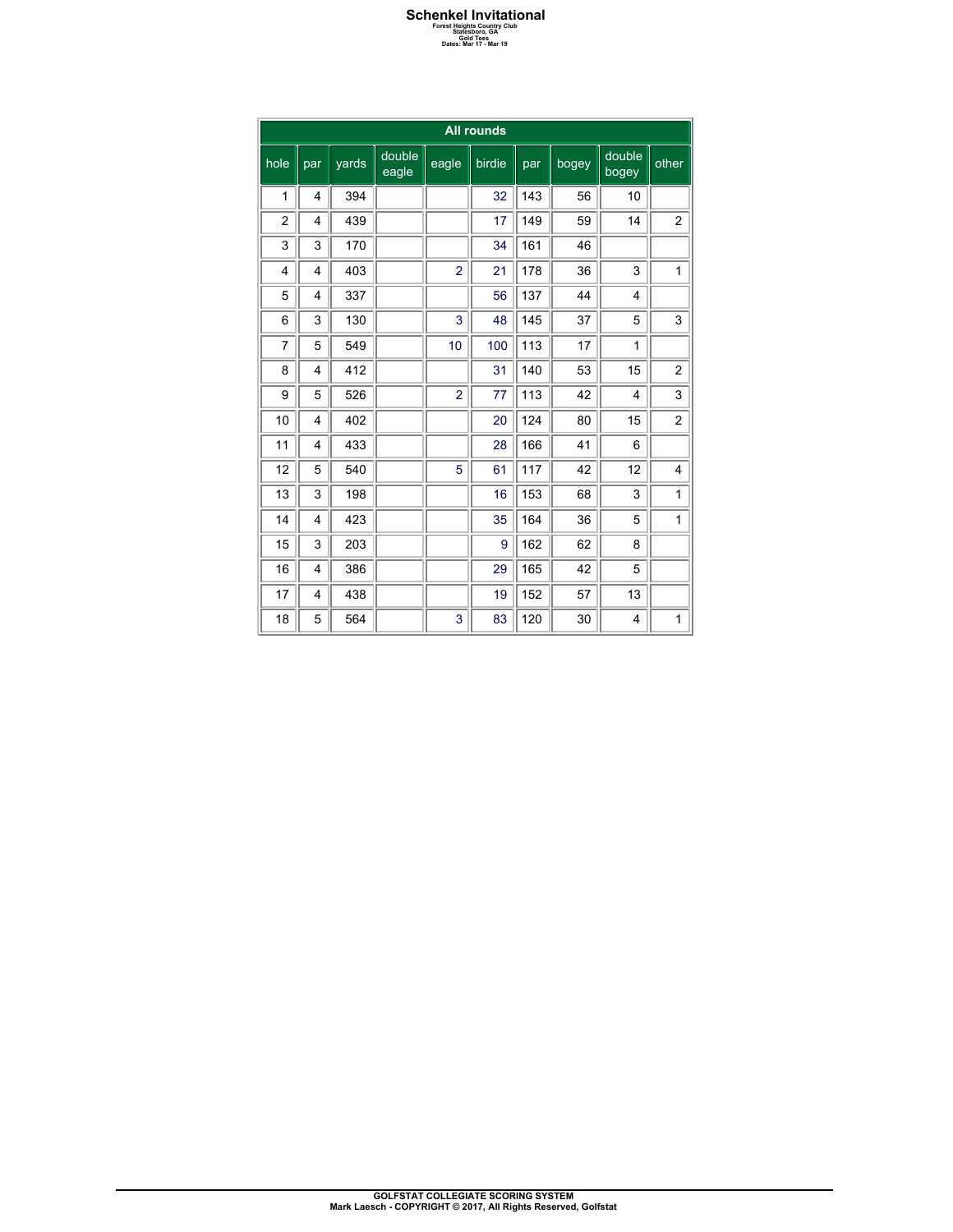# Schenkel Invitational

**Forest Heights Country Club**
**Statesboro, GA**
**Gold Tees**
**Dates: Mar 17 - Mar 19**

| All rounds | | | | | | | | | |
|---|---|---|---|---|---|---|---|---|---|
| hole | par | yards | double eagle | eagle | birdie | par | bogey | double bogey | other |
| 1 | 4 | 394 | | | 32 | 143 | 56 | 10 | |
| 2 | 4 | 439 | | | 17 | 149 | 59 | 14 | 2 |
| 3 | 3 | 170 | | | 34 | 161 | 46 | | |
| 4 | 4 | 403 | | 2 | 21 | 178 | 36 | 3 | 1 |
| 5 | 4 | 337 | | | 56 | 137 | 44 | 4 | |
| 6 | 3 | 130 | | 3 | 48 | 145 | 37 | 5 | 3 |
| 7 | 5 | 549 | | 10 | 100 | 113 | 17 | 1 | |
| 8 | 4 | 412 | | | 31 | 140 | 53 | 15 | 2 |
| 9 | 5 | 526 | | 2 | 77 | 113 | 42 | 4 | 3 |
| 10 | 4 | 402 | | | 20 | 124 | 80 | 15 | 2 |
| 11 | 4 | 433 | | | 28 | 166 | 41 | 6 | |
| 12 | 5 | 540 | | 5 | 61 | 117 | 42 | 12 | 4 |
| 13 | 3 | 198 | | | 16 | 153 | 68 | 3 | 1 |
| 14 | 4 | 423 | | | 35 | 164 | 36 | 5 | 1 |
| 15 | 3 | 203 | | | 9 | 162 | 62 | 8 | |
| 16 | 4 | 386 | | | 29 | 165 | 42 | 5 | |
| 17 | 4 | 438 | | | 19 | 152 | 57 | 13 | |
| 18 | 5 | 564 | | 3 | 83 | 120 | 30 | 4 | 1 |

**GOLFSTAT COLLEGIATE SCORING SYSTEM**
**Mark Laesch - COPYRIGHT © 2017, All Rights Reserved, Golfstat**